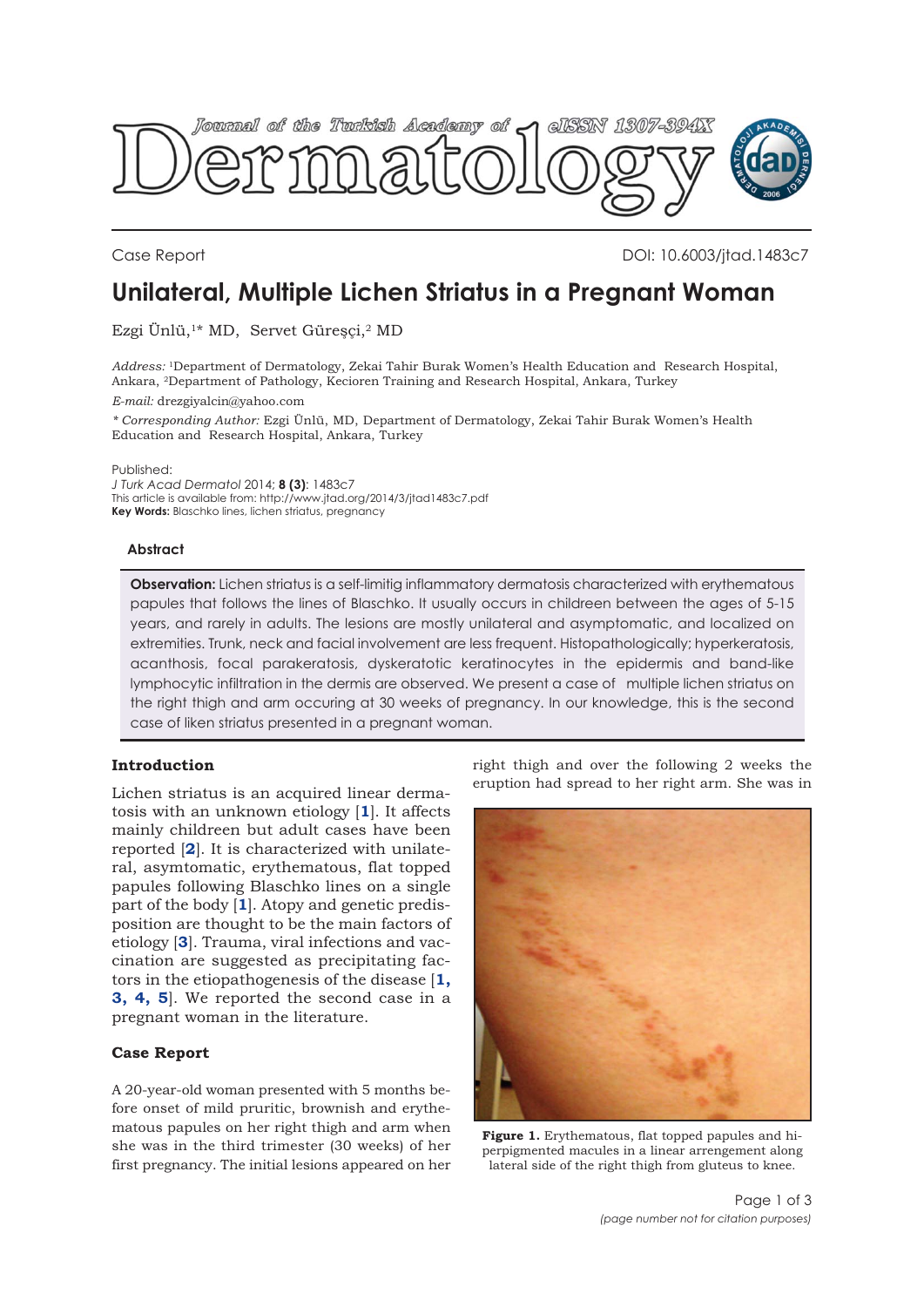Journal of the Turkish Academy of Dermatology eISSN 1307-394X

Case Report

DOI: 10.6003/jtad.1483c7

# Unilateral, Multiple Lichen Striatus in a Pregnant Woman

Ezgi Ünlü,[1]* MD, Servet Güreşçi,[2] MD

*Address:* [1]Department of Dermatology, Zekai Tahir Burak Women's Health Education and Research Hospital, Ankara, [2]Department of Pathology, Kecioren Training and Research Hospital, Ankara, Turkey

*E-mail:* drezgiyalcin@yahoo.com

*\* Corresponding Author:* Ezgi Ünlü, MD, Department of Dermatology, Zekai Tahir Burak Women's Health Education and Research Hospital, Ankara, Turkey

Published:

*J Turk Acad Dermatol* 2014; **8 (3)**: 1483c7

This article is available from: http://www.jtad.org/2014/3/jtad1483c7.pdf

**Key Words:** Blaschko lines, lichen striatus, pregnancy

## Abstract

**Observation:** Lichen striatus is a self-limitig inflammatory dermatosis characterized with erythematous papules that follows the lines of Blaschko. It usually occurs in childreen between the ages of 5-15 years, and rarely in adults. The lesions are mostly unilateral and asymptomatic, and localized on extremities. Trunk, neck and facial involvement are less frequent. Histopathologically; hyperkeratosis, acanthosis, focal parakeratosis, dyskeratotic keratinocytes in the epidermis and band-like lymphocytic infiltration in the dermis are observed. We present a case of multiple lichen striatus on the right thigh and arm occuring at 30 weeks of pregnancy. In our knowledge, this is the second case of liken striatus presented in a pregnant woman.

## Introduction

Lichen striatus is an acquired linear dermatosis with an unknown etiology [1]. It affects mainly children but adult cases have been reported [2]. It is characterized with unilateral, asymtomatic, erythematous, flat topped papules following Blaschko lines on a single part of the body [1]. Atopy and genetic predisposition are thought to be the main factors of etiology [3]. Trauma, viral infections and vaccination are suggested as precipitating factors in the etiopathogenesis of the disease [1, 3, 4, 5]. We reported the second case in a pregnant woman in the literature.

## Case Report

A 20-year-old woman presented with 5 months before onset of mild pruritic, brownish and erythematous papules on her right thigh and arm when she was in the third trimester (30 weeks) of her first pregnancy. The initial lesions appeared on her right thigh and over the following 2 weeks the eruption had spread to her right arm. She was in

**Figure 1.** Erythematous, flat topped papules and hiperpigmented macules in a linear arrengement along lateral side of the right thigh from gluteus to knee.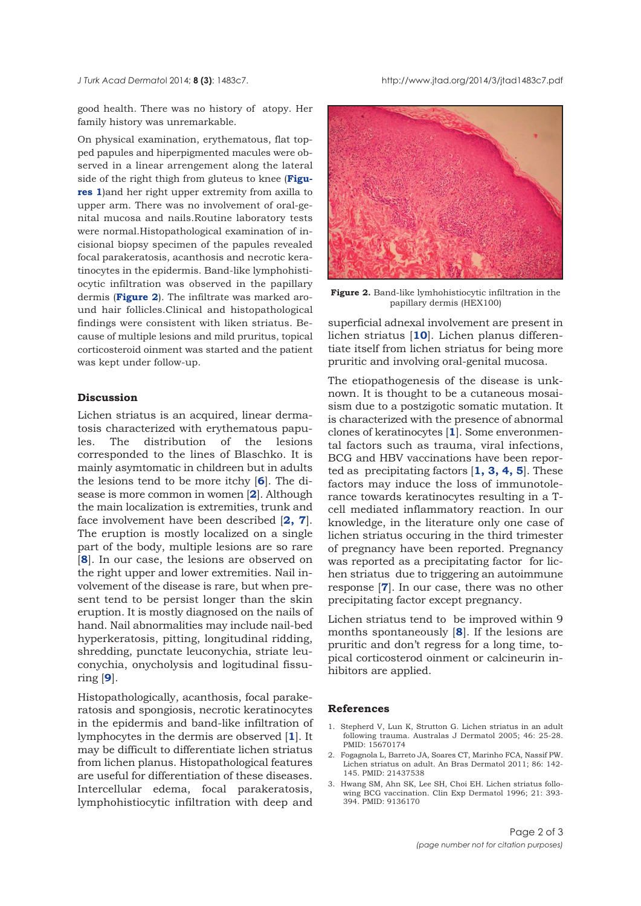good health. There was no history of atopy. Her family history was unremarkable.

On physical examination, erythematous, flat topped papules and hiperpigmented macules were observed in a linear arrengement along the lateral side of the right thigh from gluteus to knee (**Figures 1**)and her right upper extremity from axilla to upper arm. There was no involvement of oral-genital mucosa and nails.Routine laboratory tests were normal.Histopathological examination of incisional biopsy specimen of the papules revealed focal parakeratosis, acanthosis and necrotic keratinocytes in the epidermis. Band-like lymphohistiocytic infiltration was observed in the papillary dermis (**Figure 2**). The infiltrate was marked around hair follicles.Clinical and histopathological findings were consistent with liken striatus. Because of multiple lesions and mild pruritus, topical corticosteroid oinment was started and the patient was kept under follow-up.

**Figure 2.** Band-like lymhohistiocytic infiltration in the papillary dermis (HEX100)

## Discussion

Lichen striatus is an acquired, linear dermatosis characterized with erythematous papules. The distribution of the lesions corresponded to the lines of Blaschko. It is mainly asymtomatic in children but in adults the lesions tend to be more itchy [**6**]. The disease is more common in women [**2**]. Although the main localization is extremities, trunk and face involvement have been described [**2, 7**]. The eruption is mostly localized on a single part of the body, multiple lesions are so rare [**8**]. In our case, the lesions are observed on the right upper and lower extremities. Nail involvement of the disease is rare, but when present tend to be persist longer than the skin eruption. It is mostly diagnosed on the nails of hand. Nail abnormalities may include nail-bed hyperkeratosis, pitting, longitudinal ridding, shredding, punctate leuconychia, striate leuconychia, onycholysis and logitudinal fissuring [**9**].

Histopathologically, acanthosis, focal parakeratosis and spongiosis, necrotic keratinocytes in the epidermis and band-like infiltration of lymphocytes in the dermis are observed [**1**]. It may be difficult to differentiate lichen striatus from lichen planus. Histopathological features are useful for differentiation of these diseases. Intercellular edema, focal parakeratosis, lymphohistiocytic infiltration with deep and superficial adnexal involvement are present in lichen striatus [**10**]. Lichen planus differentiate itself from lichen striatus for being more pruritic and involving oral-genital mucosa.

The etiopathogenesis of the disease is unknown. It is thought to be a cutaneous mosaisism due to a postzigotic somatic mutation. It is characterized with the presence of abnormal clones of keratinocytes [**1**]. Some environmental factors such as trauma, viral infections, BCG and HBV vaccinations have been reported as precipitating factors [**1, 3, 4, 5**]. These factors may induce the loss of immunotolerance towards keratinocytes resulting in a T-cell mediated inflammatory reaction. In our knowledge, in the literature only one case of lichen striatus occuring in the third trimester of pregnancy have been reported. Pregnancy was reported as a precipitating factor for lichen striatus due to triggering an autoimmune response [**7**]. In our case, there was no other precipitating factor except pregnancy.

Lichen striatus tend to be improved within 9 months spontaneously [**8**]. If the lesions are pruritic and don't regress for a long time, topical corticosterod oinment or calcineurin inhibitors are applied.

## References

1. Stepherd V, Lun K, Strutton G. Lichen striatus in an adult following trauma. Australas J Dermatol 2005; 46: 25-28. PMID: 15670174
2. Fogagnola L, Barreto JA, Soares CT, Marinho FCA, Nassif PW. Lichen striatus on adult. An Bras Dermatol 2011; 86: 142-145. PMID: 21437538
3. Hwang SM, Ahn SK, Lee SH, Choi EH. Lichen striatus following BCG vaccination. Clin Exp Dermatol 1996; 21: 393-394. PMID: 9136170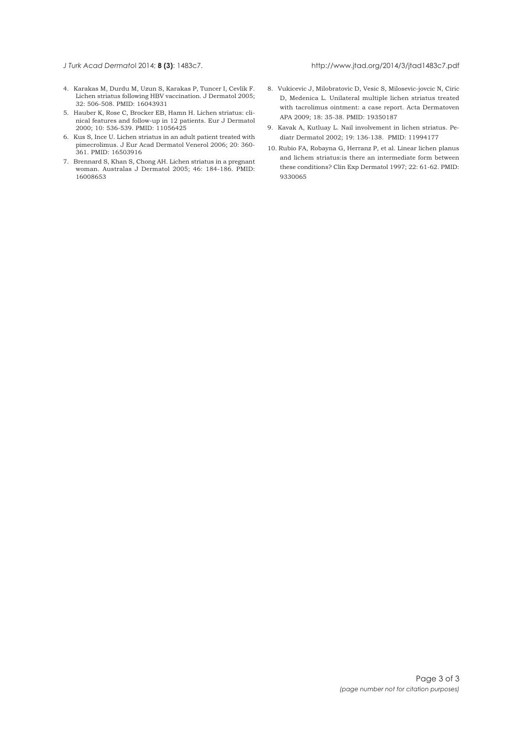4. Karakas M, Durdu M, Uzun S, Karakas P, Tuncer I, Cevlik F. Lichen striatus following HBV vaccination. J Dermatol 2005; 32: 506-508. PMID: 16043931
5. Hauber K, Rose C, Brocker EB, Hamn H. Lichen striatus: clinical features and follow-up in 12 patients. Eur J Dermatol 2000; 10: 536-539. PMID: 11056425
6. Kus S, Ince U. Lichen striatus in an adult patient treated with pimecrolimus. J Eur Acad Dermatol Venerol 2006; 20: 360-361. PMID: 16503916
7. Brennard S, Khan S, Chong AH. Lichen striatus in a pregnant woman. Australas J Dermatol 2005; 46: 184-186. PMID: 16008653
8. Vukicevic J, Milobratovic D, Vesic S, Milosevic-jovcic N, Ciric D, Medenica L. Unilateral multiple lichen striatus treated with tacrolimus ointment: a case report. Acta Dermatoven APA 2009; 18: 35-38. PMID: 19350187
9. Kavak A, Kutluay L. Nail involvement in lichen striatus. Pediatr Dermatol 2002; 19: 136-138. PMID: 11994177
10. Rubio FA, Robayna G, Herranz P, et al. Linear lichen planus and lichem striatus:is there an intermediate form between these conditions? Clin Exp Dermatol 1997; 22: 61-62. PMID: 9330065